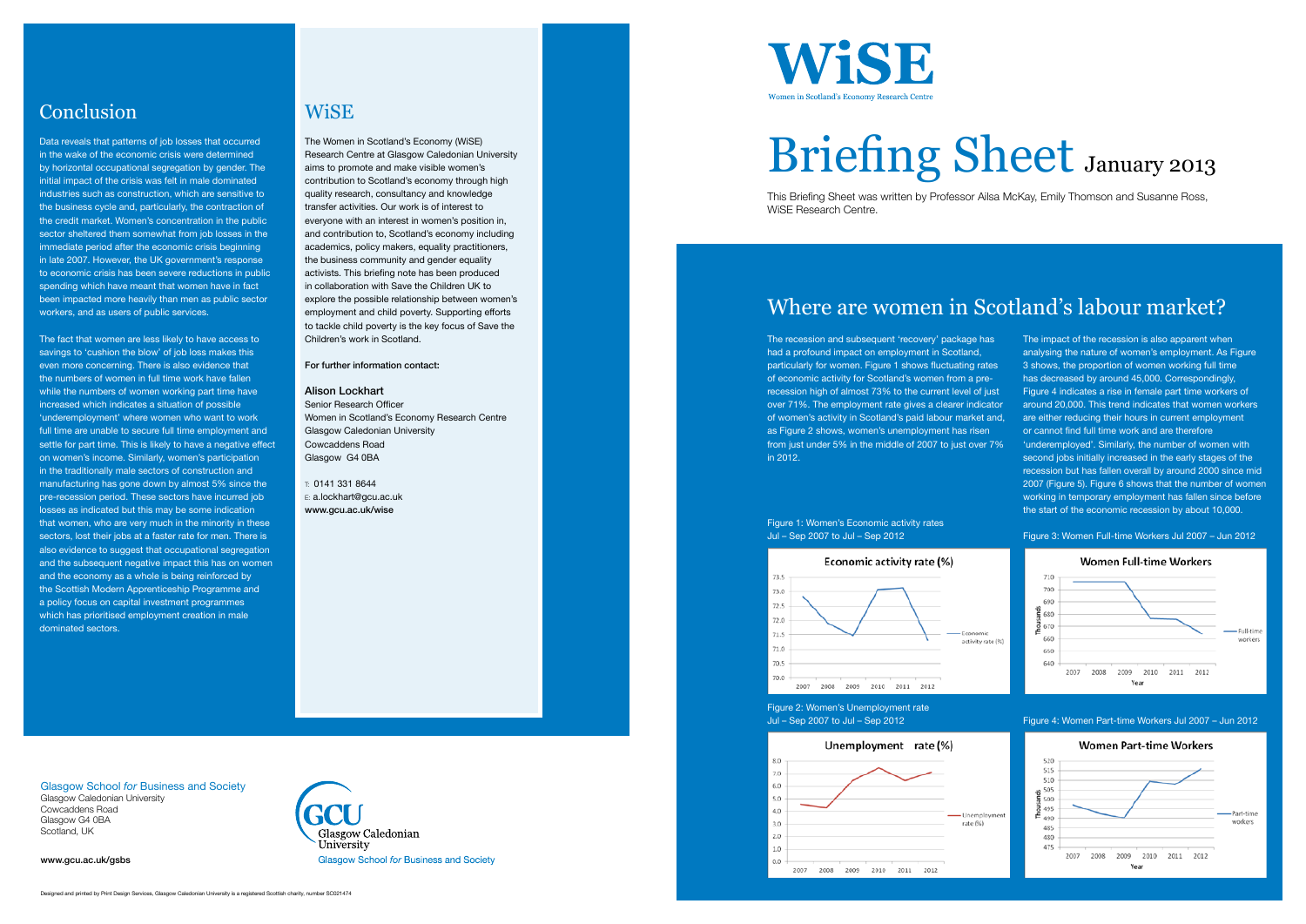# WiSE

Women in Scotland's Economy Research Centre

# Briefing Sheet January 2013

This Briefing Sheet was written by Professor Ailsa McKay, Emily Thomson and Susanne Ross, WiSE Research Centre.

## Where are women in Scotland's labour market?

The recession and subsequent 'recovery' package has had a profound impact on employment in Scotland, particularly for women. Figure 1 shows fluctuating rates of economic activity for Scotland's women from a pre-recession high of almost 73% to the current level of just over 71%. The employment rate gives a clearer indicator of women's activity in Scotland's paid labour market and, as Figure 2 shows, women's unemployment has risen from just under 5% in the middle of 2007 to just over 7% in 2012.

The impact of the recession is also apparent when analysing the nature of women's employment. As Figure 3 shows, the proportion of women working full time has decreased by around 45,000. Correspondingly, Figure 4 indicates a rise in female part time workers of around 20,000. This trend indicates that women workers are either reducing their hours in current employment or cannot find full time work and are therefore 'underemployed'. Similarly, the number of women with second jobs initially increased in the early stages of the recession but has fallen overall by around 2000 since mid 2007 (Figure 5). Figure 6 shows that the number of women working in temporary employment has fallen since before the start of the economic recession by about 10,000.

Figure 1: Women's Economic activity rates Jul – Sep 2007 to Jul – Sep 2012

Figure 2: Women's Unemployment rate Jul – Sep 2007 to Jul – Sep 2012

Figure 3: Women Full-time Workers Jul 2007 – Jun 2012

Figure 4: Women Part-time Workers Jul 2007 – Jun 2012

## Conclusion

Data reveals that patterns of job losses that occurred in the wake of the economic crisis were determined by horizontal occupational segregation by gender. The initial impact of the crisis was felt in male dominated industries such as construction, which are sensitive to the business cycle and, particularly, the contraction of the credit market. Women's concentration in the public sector sheltered them somewhat from job losses in the immediate period after the economic crisis beginning in late 2007. However, the UK government's response to economic crisis has been severe reductions in public spending which have meant that women have in fact been impacted more heavily than men as public sector workers, and as users of public services.

The fact that women are less likely to have access to savings to 'cushion the blow' of job loss makes this even more concerning. There is also evidence that the numbers of women in full time work have fallen while the numbers of women working part time have increased which indicates a situation of possible 'underemployment' where women who want to work full time are unable to secure full time employment and settle for part time. This is likely to have a negative effect on women's income. Similarly, women's participation in the traditionally male sectors of construction and manufacturing has gone down by almost 5% since the pre-recession period. These sectors have incurred job losses as indicated but this may be some indication that women, who are very much in the minority in these sectors, lost their jobs at a faster rate for men. There is also evidence to suggest that occupational segregation and the subsequent negative impact this has on women and the economy as a whole is being reinforced by the Scottish Modern Apprenticeship Programme and a policy focus on capital investment programmes which has prioritised employment creation in male dominated sectors.

## WiSE

The Women in Scotland's Economy (WiSE) Research Centre at Glasgow Caledonian University aims to promote and make visible women's contribution to Scotland's economy through high quality research, consultancy and knowledge transfer activities. Our work is of interest to everyone with an interest in women's position in, and contribution to, Scotland's economy including academics, policy makers, equality practitioners, the business community and gender equality activists. This briefing note has been produced in collaboration with Save the Children UK to explore the possible relationship between women's employment and child poverty. Supporting efforts to tackle child poverty is the key focus of Save the Children's work in Scotland.

**For further information contact:**

**Alison Lockhart**
Senior Research Officer
Women in Scotland's Economy Research Centre
Glasgow Caledonian University
Cowcaddens Road
Glasgow G4 0BA

T: 0141 331 8644
E: a.lockhart@gcu.ac.uk
**www.gcu.ac.uk/wise**

Glasgow School *for* Business and Society
Glasgow Caledonian University
Cowcaddens Road
Glasgow G4 0BA
Scotland, UK

**www.gcu.ac.uk/gsbs**

GCU Glasgow Caledonian University
Glasgow School *for* Business and Society

Designed and printed by Print Design Services, Glasgow Caledonian University is a registered Scottish charity, number SC021474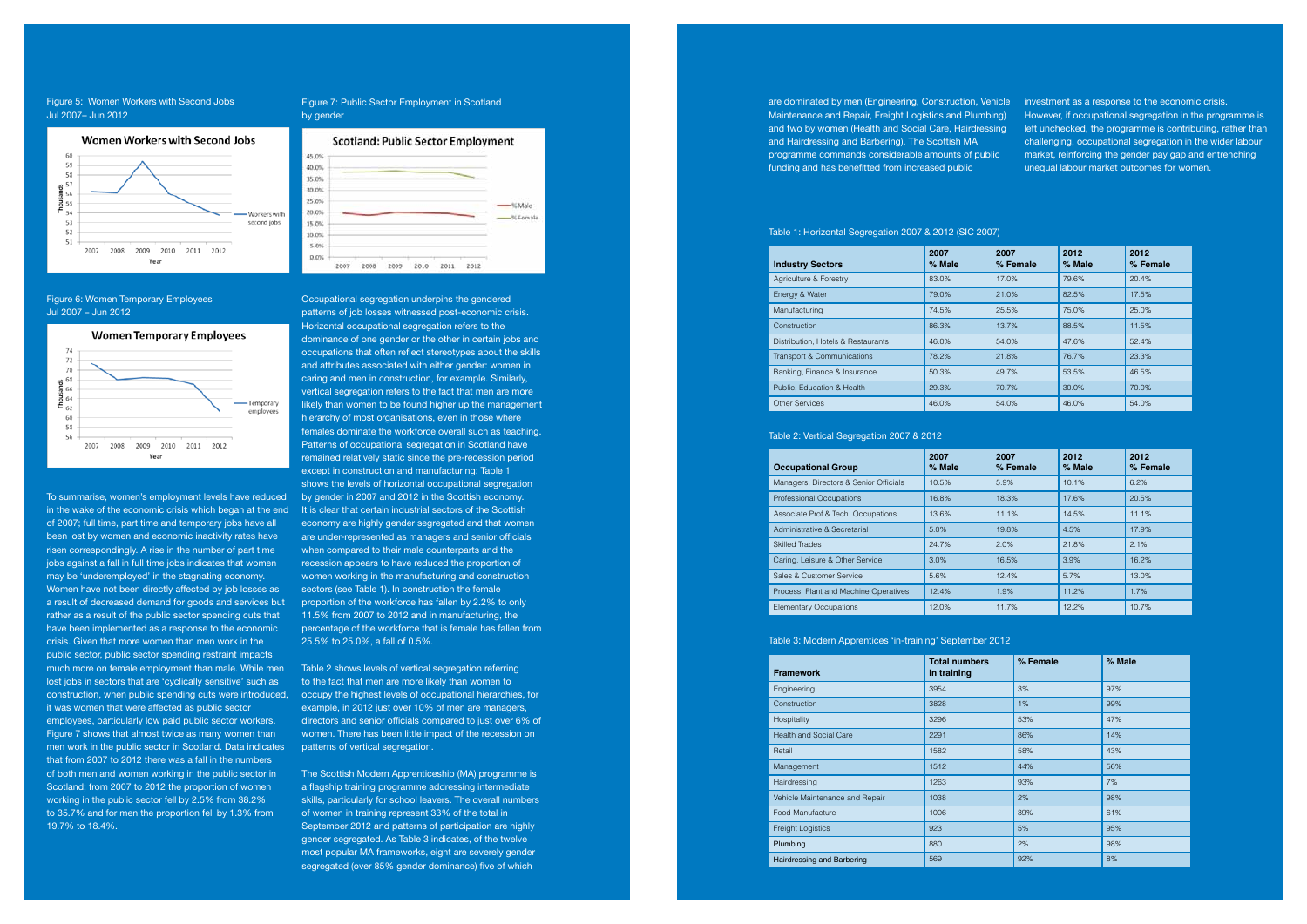Figure 5: Women Workers with Second Jobs
Jul 2007– Jun 2012

Women Workers with Second Jobs

60
59
58
57
56
55
54
53
52
51

Thousands

2007 2008 2009 2010 2011 2012

Year

Workers with second jobs

Figure 6: Women Temporary Employees
Jul 2007 – Jun 2012

Women Temporary Employees

74
72
70
68
66
64
62
60
58
56

Thousands

2007 2008 2009 2010 2011 2012

Year

Temporary employees

To summarise, women's employment levels have reduced in the wake of the economic crisis which began at the end of 2007; full time, part time and temporary jobs have all been lost by women and economic inactivity rates have risen correspondingly. A rise in the number of part time jobs against a fall in full time jobs indicates that women may be 'underemployed' in the stagnating economy. Women have not been directly affected by job losses as a result of decreased demand for goods and services but rather as a result of the public sector spending cuts that have been implemented as a response to the economic crisis. Given that more women than men work in the public sector, public sector spending restraint impacts much more on female employment than male. While men lost jobs in sectors that are 'cyclically sensitive' such as construction, when public spending cuts were introduced, it was women that were affected as public sector employees, particularly low paid public sector workers. Figure 7 shows that almost twice as many women than men work in the public sector in Scotland. Data indicates that from 2007 to 2012 there was a fall in the numbers of both men and women working in the public sector in Scotland; from 2007 to 2012 the proportion of women working in the public sector fell by 2.5% from 38.2% to 35.7% and for men the proportion fell by 1.3% from 19.7% to 18.4%.

Figure 7: Public Sector Employment in Scotland by gender

Scotland: Public Sector Employment

45.0%
40.0%
35.0%
30.0%
25.0%
20.0%
15.0%
10.0%
5.0%
0.0%

2007 2008 2009 2010 2011 2012

% Male
% Female

Occupational segregation underpins the gendered patterns of job losses witnessed post-economic crisis. Horizontal occupational segregation refers to the dominance of one gender or the other in certain jobs and occupations that often reflect stereotypes about the skills and attributes associated with either gender: women in caring and men in construction, for example. Similarly, vertical segregation refers to the fact that men are more likely than women to be found higher up the management hierarchy of most organisations, even in those where females dominate the workforce overall such as teaching. Patterns of occupational segregation in Scotland have remained relatively static since the pre-recession period except in construction and manufacturing: Table 1 shows the levels of horizontal occupational segregation by gender in 2007 and 2012 in the Scottish economy. It is clear that certain industrial sectors of the Scottish economy are highly gender segregated and that women are under-represented as managers and senior officials when compared to their male counterparts and the recession appears to have reduced the proportion of women working in the manufacturing and construction sectors (see Table 1). In construction the female proportion of the workforce has fallen by 2.2% to only 11.5% from 2007 to 2012 and in manufacturing, the percentage of the workforce that is female has fallen from 25.5% to 25.0%, a fall of 0.5%.

Table 2 shows levels of vertical segregation referring to the fact that men are more likely than women to occupy the highest levels of occupational hierarchies, for example, in 2012 just over 10% of men are managers, directors and senior officials compared to just over 6% of women. There has been little impact of the recession on patterns of vertical segregation.

The Scottish Modern Apprenticeship (MA) programme is a flagship training programme addressing intermediate skills, particularly for school leavers. The overall numbers of women in training represent 33% of the total in September 2012 and patterns of participation are highly gender segregated. As Table 3 indicates, of the twelve most popular MA frameworks, eight are severely gender segregated (over 85% gender dominance) five of which are dominated by men (Engineering, Construction, Vehicle Maintenance and Repair, Freight Logistics and Plumbing) and two by women (Health and Social Care, Hairdressing and Hairdressing and Barbering). The Scottish MA programme commands considerable amounts of public funding and has benefitted from increased public investment as a response to the economic crisis. However, if occupational segregation in the programme is left unchecked, the programme is contributing, rather than challenging, occupational segregation in the wider labour market, reinforcing the gender pay gap and entrenching unequal labour market outcomes for women.

Table 1: Horizontal Segregation 2007 & 2012 (SIC 2007)

| Industry Sectors | 2007 % Male | 2007 % Female | 2012 % Male | 2012 % Female |
|---|---|---|---|---|
| Agriculture & Forestry | 83.0% | 17.0% | 79.6% | 20.4% |
| Energy & Water | 79.0% | 21.0% | 82.5% | 17.5% |
| Manufacturing | 74.5% | 25.5% | 75.0% | 25.0% |
| Construction | 86.3% | 13.7% | 88.5% | 11.5% |
| Distribution, Hotels & Restaurants | 46.0% | 54.0% | 47.6% | 52.4% |
| Transport & Communications | 78.2% | 21.8% | 76.7% | 23.3% |
| Banking, Finance & Insurance | 50.3% | 49.7% | 53.5% | 46.5% |
| Public, Education & Health | 29.3% | 70.7% | 30.0% | 70.0% |
| Other Services | 46.0% | 54.0% | 46.0% | 54.0% |

Table 2: Vertical Segregation 2007 & 2012

| Occupational Group | 2007 % Male | 2007 % Female | 2012 % Male | 2012 % Female |
|---|---|---|---|---|
| Managers, Directors & Senior Officials | 10.5% | 5.9% | 10.1% | 6.2% |
| Professional Occupations | 16.8% | 18.3% | 17.6% | 20.5% |
| Associate Prof & Tech. Occupations | 13.6% | 11.1% | 14.5% | 11.1% |
| Administrative & Secretarial | 5.0% | 19.8% | 4.5% | 17.9% |
| Skilled Trades | 24.7% | 2.0% | 21.8% | 2.1% |
| Caring, Leisure & Other Service | 3.0% | 16.5% | 3.9% | 16.2% |
| Sales & Customer Service | 5.6% | 12.4% | 5.7% | 13.0% |
| Process, Plant and Machine Operatives | 12.4% | 1.9% | 11.2% | 1.7% |
| Elementary Occupations | 12.0% | 11.7% | 12.2% | 10.7% |

Table 3: Modern Apprentices 'in-training' September 2012

| Framework | Total numbers in training | % Female | % Male |
|---|---|---|---|
| Engineering | 3954 | 3% | 97% |
| Construction | 3828 | 1% | 99% |
| Hospitality | 3296 | 53% | 47% |
| Health and Social Care | 2291 | 86% | 14% |
| Retail | 1582 | 58% | 43% |
| Management | 1512 | 44% | 56% |
| Hairdressing | 1263 | 93% | 7% |
| Vehicle Maintenance and Repair | 1038 | 2% | 98% |
| Food Manufacture | 1006 | 39% | 61% |
| Freight Logistics | 923 | 5% | 95% |
| Plumbing | 880 | 2% | 98% |
| Hairdressing and Barbering | 569 | 92% | 8% |